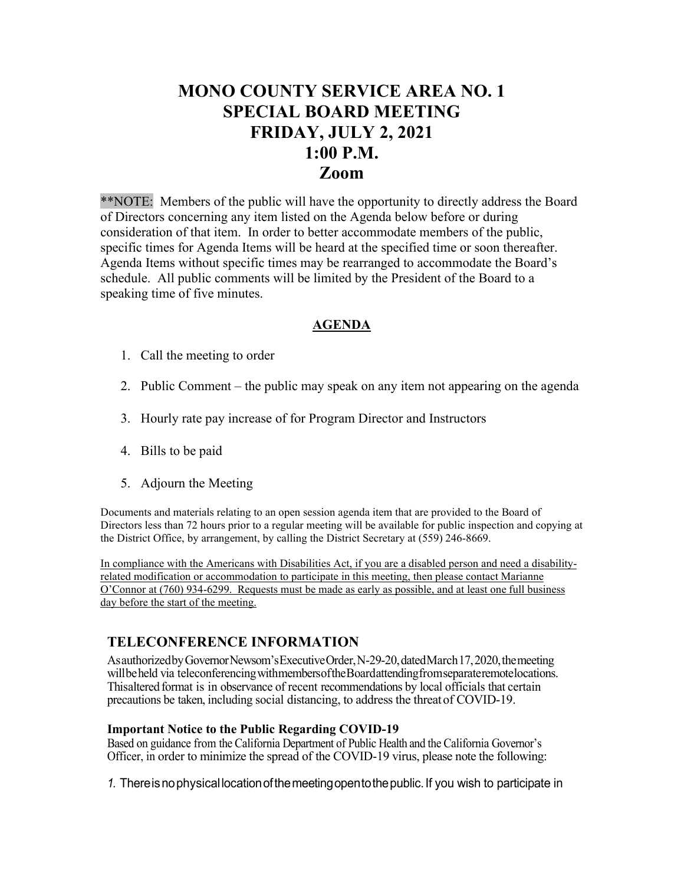# MONO COUNTY SERVICE AREA NO. 1
# SPECIAL BOARD MEETING
# FRIDAY, JULY 2, 2021
# 1:00 P.M.
# Zoom

**NOTE: Members of the public will have the opportunity to directly address the Board of Directors concerning any item listed on the Agenda below before or during consideration of that item. In order to better accommodate members of the public, specific times for Agenda Items will be heard at the specified time or soon thereafter. Agenda Items without specific times may be rearranged to accommodate the Board's schedule. All public comments will be limited by the President of the Board to a speaking time of five minutes.

## AGENDA

1. Call the meeting to order
2. Public Comment – the public may speak on any item not appearing on the agenda
3. Hourly rate pay increase of for Program Director and Instructors
4. Bills to be paid
5. Adjourn the Meeting

Documents and materials relating to an open session agenda item that are provided to the Board of Directors less than 72 hours prior to a regular meeting will be available for public inspection and copying at the District Office, by arrangement, by calling the District Secretary at (559) 246-8669.

In compliance with the Americans with Disabilities Act, if you are a disabled person and need a disability-related modification or accommodation to participate in this meeting, then please contact Marianne O'Connor at (760) 934-6299. Requests must be made as early as possible, and at least one full business day before the start of the meeting.

## TELECONFERENCE INFORMATION

As authorized by Governor Newsom's Executive Order, N-29-20, dated March 17, 2020, the meeting will be held via teleconferencing with members of the Board attending from separate remote locations. This altered format is in observance of recent recommendations by local officials that certain precautions be taken, including social distancing, to address the threat of COVID-19.

### Important Notice to the Public Regarding COVID-19

Based on guidance from the California Department of Public Health and the California Governor's Officer, in order to minimize the spread of the COVID-19 virus, please note the following:

*1.* There is no physical location of the meeting open to the public. If you wish to participate in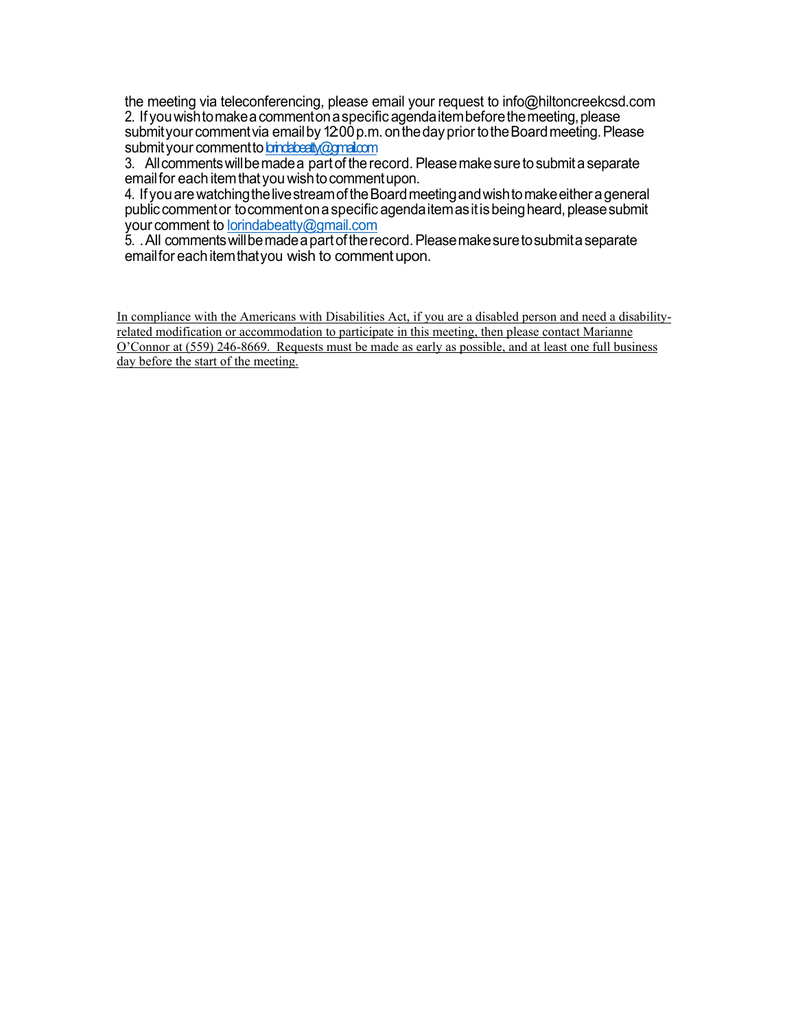the meeting via teleconferencing, please email your request to info@hiltoncreekcsd.com

2. If you wish to make a comment on a specific agenda item before the meeting, please submit your comment via email by 12:00 p.m. on the day prior to the Board meeting. Please submit your comment to lorindabeatty@gmail.com

3. All comments will be made a part of the record. Please make sure to submit a separate email for each item that you wish to comment upon.

4. If you are watching the live stream of the Board meeting and wish to make either a general public comment or to comment on a specific agenda item as it is being heard, please submit your comment to lorindabeatty@gmail.com

5. . All comments will be made a part of the record. Please make sure to submit a separate email for each item that you wish to comment upon.

In compliance with the Americans with Disabilities Act, if you are a disabled person and need a disability-related modification or accommodation to participate in this meeting, then please contact Marianne O'Connor at (559) 246-8669. Requests must be made as early as possible, and at least one full business day before the start of the meeting.